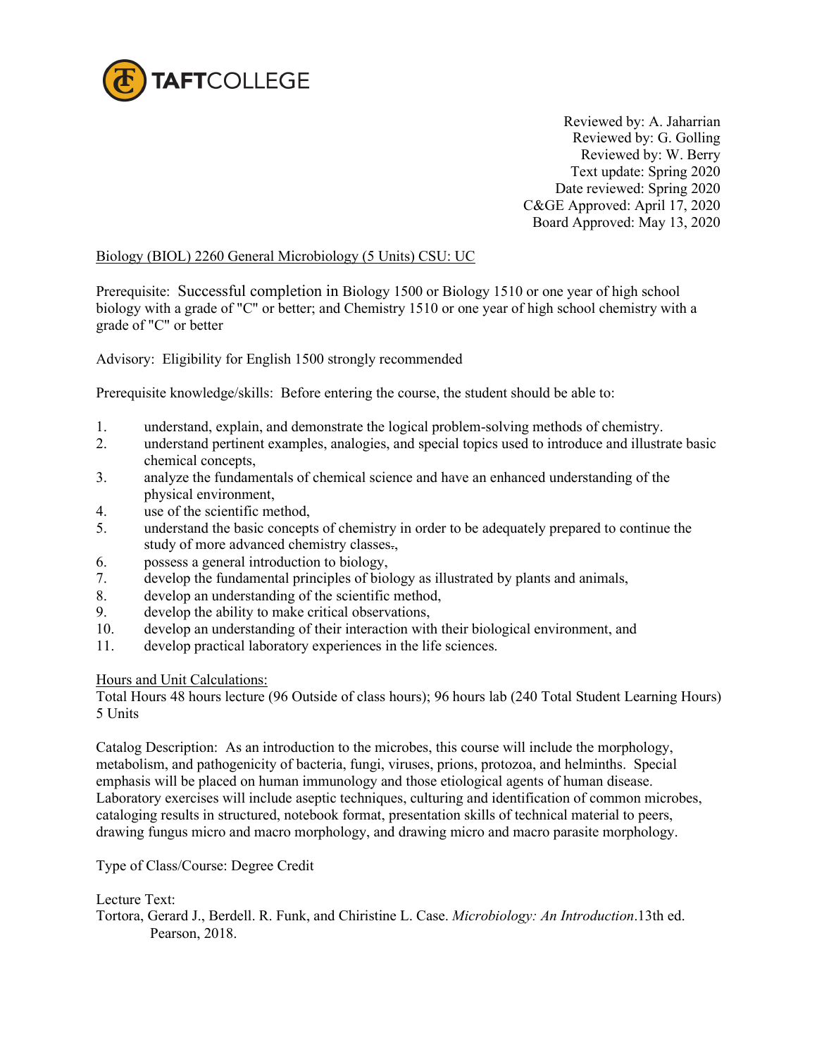TAFTCOLLEGE

Reviewed by: A. Jaharrian  
Reviewed by: G. Golling  
Reviewed by: W. Berry  
Text update: Spring 2020  
Date reviewed: Spring 2020  
C&GE Approved: April 17, 2020  
Board Approved: May 13, 2020

Biology (BIOL) 2260 General Microbiology (5 Units) CSU: UC

Prerequisite: Successful completion in Biology 1500 or Biology 1510 or one year of high school biology with a grade of "C" or better; and Chemistry 1510 or one year of high school chemistry with a grade of "C" or better

Advisory: Eligibility for English 1500 strongly recommended

Prerequisite knowledge/skills: Before entering the course, the student should be able to:

1. understand, explain, and demonstrate the logical problem-solving methods of chemistry.
2. understand pertinent examples, analogies, and special topics used to introduce and illustrate basic chemical concepts,
3. analyze the fundamentals of chemical science and have an enhanced understanding of the physical environment,
4. use of the scientific method,
5. understand the basic concepts of chemistry in order to be adequately prepared to continue the study of more advanced chemistry classes.,
6. possess a general introduction to biology,
7. develop the fundamental principles of biology as illustrated by plants and animals,
8. develop an understanding of the scientific method,
9. develop the ability to make critical observations,
10. develop an understanding of their interaction with their biological environment, and
11. develop practical laboratory experiences in the life sciences.

Hours and Unit Calculations:  
Total Hours 48 hours lecture (96 Outside of class hours); 96 hours lab (240 Total Student Learning Hours) 5 Units

Catalog Description: As an introduction to the microbes, this course will include the morphology, metabolism, and pathogenicity of bacteria, fungi, viruses, prions, protozoa, and helminths. Special emphasis will be placed on human immunology and those etiological agents of human disease. Laboratory exercises will include aseptic techniques, culturing and identification of common microbes, cataloging results in structured, notebook format, presentation skills of technical material to peers, drawing fungus micro and macro morphology, and drawing micro and macro parasite morphology.

Type of Class/Course: Degree Credit

Lecture Text:  
Tortora, Gerard J., Berdell. R. Funk, and Chiristine L. Case. *Microbiology: An Introduction*.13th ed. Pearson, 2018.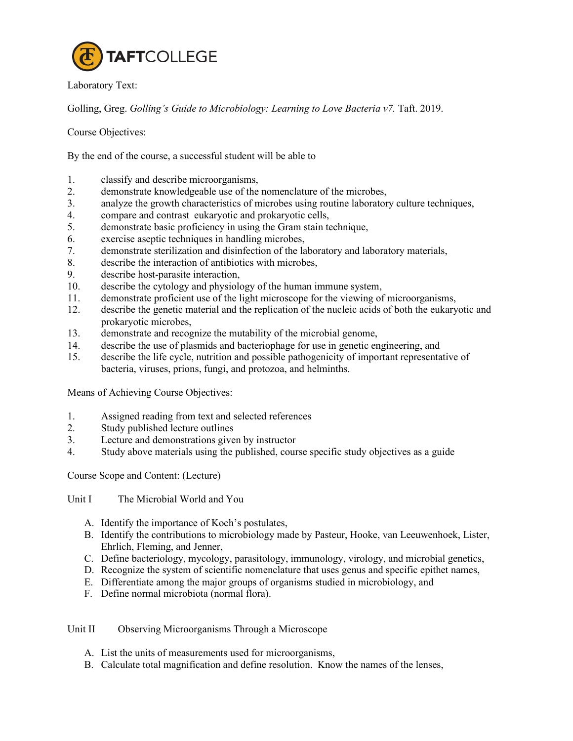Laboratory Text:

Golling, Greg. *Golling's Guide to Microbiology: Learning to Love Bacteria v7.* Taft. 2019.

Course Objectives:

By the end of the course, a successful student will be able to

1. classify and describe microorganisms,
2. demonstrate knowledgeable use of the nomenclature of the microbes,
3. analyze the growth characteristics of microbes using routine laboratory culture techniques,
4. compare and contrast eukaryotic and prokaryotic cells,
5. demonstrate basic proficiency in using the Gram stain technique,
6. exercise aseptic techniques in handling microbes,
7. demonstrate sterilization and disinfection of the laboratory and laboratory materials,
8. describe the interaction of antibiotics with microbes,
9. describe host-parasite interaction,
10. describe the cytology and physiology of the human immune system,
11. demonstrate proficient use of the light microscope for the viewing of microorganisms,
12. describe the genetic material and the replication of the nucleic acids of both the eukaryotic and prokaryotic microbes,
13. demonstrate and recognize the mutability of the microbial genome,
14. describe the use of plasmids and bacteriophage for use in genetic engineering, and
15. describe the life cycle, nutrition and possible pathogenicity of important representative of bacteria, viruses, prions, fungi, and protozoa, and helminths.

Means of Achieving Course Objectives:

1. Assigned reading from text and selected references
2. Study published lecture outlines
3. Lecture and demonstrations given by instructor
4. Study above materials using the published, course specific study objectives as a guide

Course Scope and Content: (Lecture)

Unit I The Microbial World and You

A. Identify the importance of Koch's postulates,
B. Identify the contributions to microbiology made by Pasteur, Hooke, van Leeuwenhoek, Lister, Ehrlich, Fleming, and Jenner,
C. Define bacteriology, mycology, parasitology, immunology, virology, and microbial genetics,
D. Recognize the system of scientific nomenclature that uses genus and specific epithet names,
E. Differentiate among the major groups of organisms studied in microbiology, and
F. Define normal microbiota (normal flora).

Unit II Observing Microorganisms Through a Microscope

A. List the units of measurements used for microorganisms,
B. Calculate total magnification and define resolution. Know the names of the lenses,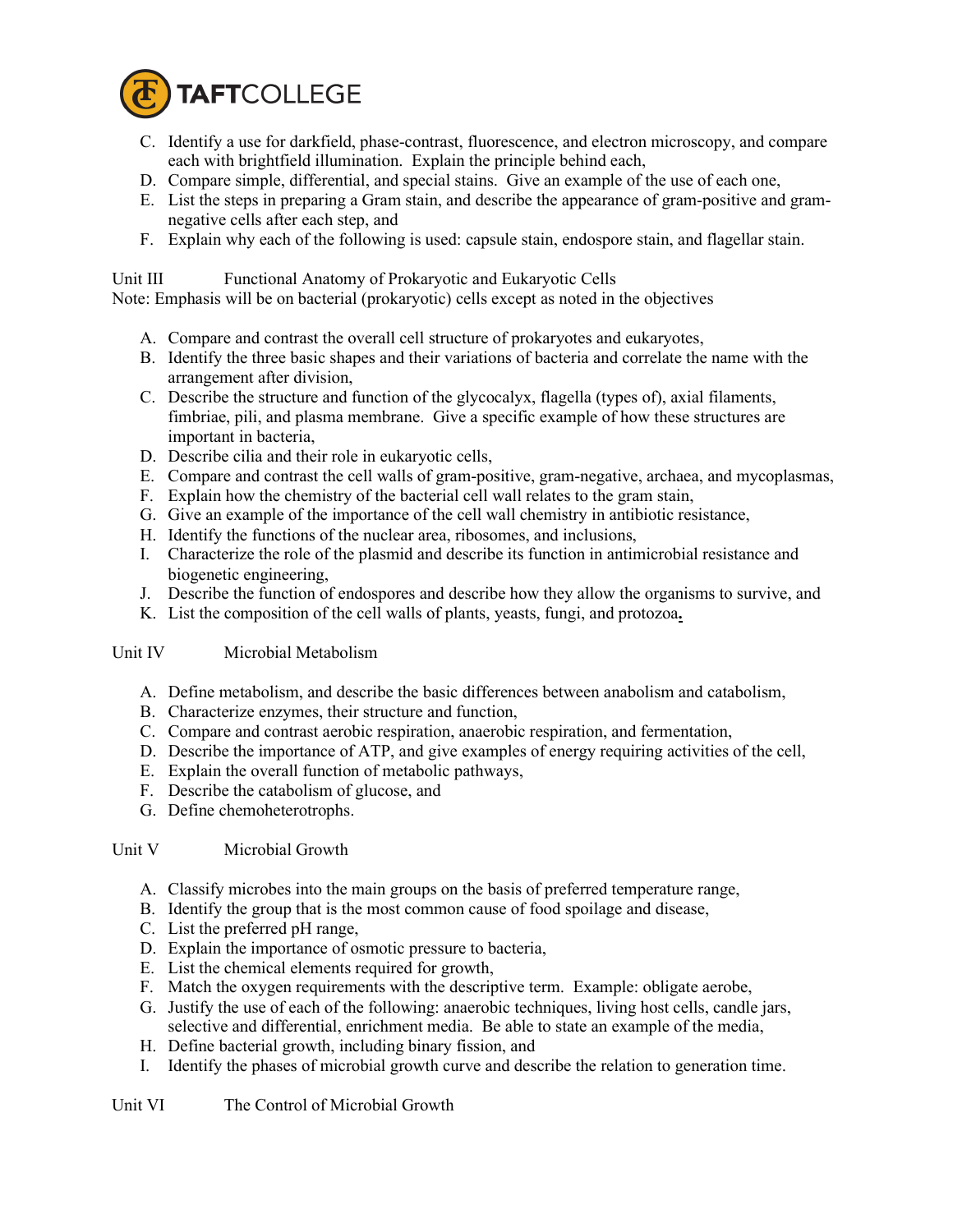C. Identify a use for darkfield, phase-contrast, fluorescence, and electron microscopy, and compare each with brightfield illumination. Explain the principle behind each,
D. Compare simple, differential, and special stains. Give an example of the use of each one,
E. List the steps in preparing a Gram stain, and describe the appearance of gram-positive and gram-negative cells after each step, and
F. Explain why each of the following is used: capsule stain, endospore stain, and flagellar stain.

Unit III Functional Anatomy of Prokaryotic and Eukaryotic Cells
Note: Emphasis will be on bacterial (prokaryotic) cells except as noted in the objectives

A. Compare and contrast the overall cell structure of prokaryotes and eukaryotes,
B. Identify the three basic shapes and their variations of bacteria and correlate the name with the arrangement after division,
C. Describe the structure and function of the glycocalyx, flagella (types of), axial filaments, fimbriae, pili, and plasma membrane. Give a specific example of how these structures are important in bacteria,
D. Describe cilia and their role in eukaryotic cells,
E. Compare and contrast the cell walls of gram-positive, gram-negative, archaea, and mycoplasmas,
F. Explain how the chemistry of the bacterial cell wall relates to the gram stain,
G. Give an example of the importance of the cell wall chemistry in antibiotic resistance,
H. Identify the functions of the nuclear area, ribosomes, and inclusions,
I. Characterize the role of the plasmid and describe its function in antimicrobial resistance and biogenetic engineering,
J. Describe the function of endospores and describe how they allow the organisms to survive, and
K. List the composition of the cell walls of plants, yeasts, fungi, and protozoa.

Unit IV Microbial Metabolism

A. Define metabolism, and describe the basic differences between anabolism and catabolism,
B. Characterize enzymes, their structure and function,
C. Compare and contrast aerobic respiration, anaerobic respiration, and fermentation,
D. Describe the importance of ATP, and give examples of energy requiring activities of the cell,
E. Explain the overall function of metabolic pathways,
F. Describe the catabolism of glucose, and
G. Define chemoheterotrophs.

Unit V Microbial Growth

A. Classify microbes into the main groups on the basis of preferred temperature range,
B. Identify the group that is the most common cause of food spoilage and disease,
C. List the preferred pH range,
D. Explain the importance of osmotic pressure to bacteria,
E. List the chemical elements required for growth,
F. Match the oxygen requirements with the descriptive term. Example: obligate aerobe,
G. Justify the use of each of the following: anaerobic techniques, living host cells, candle jars, selective and differential, enrichment media. Be able to state an example of the media,
H. Define bacterial growth, including binary fission, and
I. Identify the phases of microbial growth curve and describe the relation to generation time.

Unit VI The Control of Microbial Growth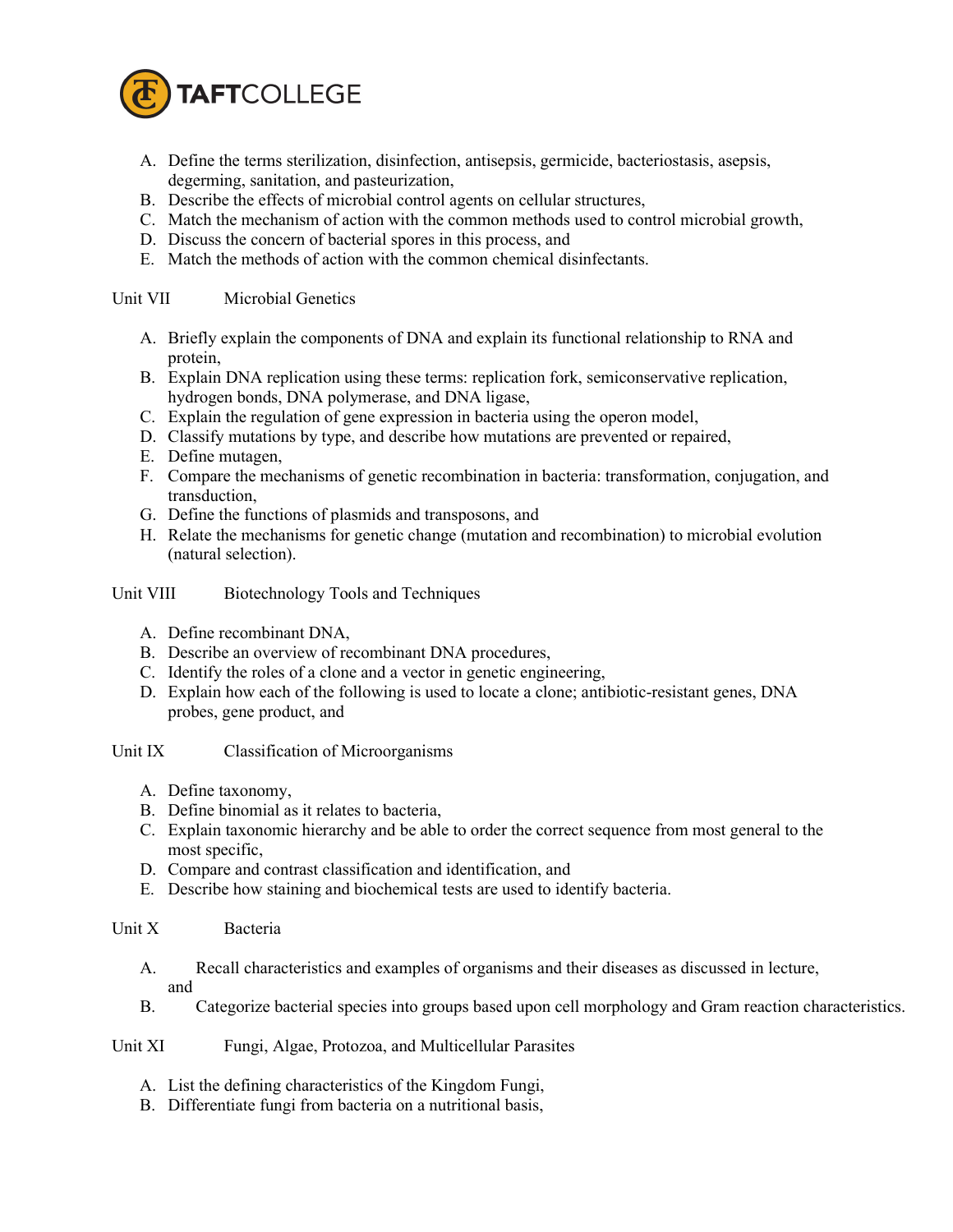A. Define the terms sterilization, disinfection, antisepsis, germicide, bacteriostasis, asepsis, degerming, sanitation, and pasteurization,
B. Describe the effects of microbial control agents on cellular structures,
C. Match the mechanism of action with the common methods used to control microbial growth,
D. Discuss the concern of bacterial spores in this process, and
E. Match the methods of action with the common chemical disinfectants.

Unit VII Microbial Genetics

A. Briefly explain the components of DNA and explain its functional relationship to RNA and protein,
B. Explain DNA replication using these terms: replication fork, semiconservative replication, hydrogen bonds, DNA polymerase, and DNA ligase,
C. Explain the regulation of gene expression in bacteria using the operon model,
D. Classify mutations by type, and describe how mutations are prevented or repaired,
E. Define mutagen,
F. Compare the mechanisms of genetic recombination in bacteria: transformation, conjugation, and transduction,
G. Define the functions of plasmids and transposons, and
H. Relate the mechanisms for genetic change (mutation and recombination) to microbial evolution (natural selection).

Unit VIII Biotechnology Tools and Techniques

A. Define recombinant DNA,
B. Describe an overview of recombinant DNA procedures,
C. Identify the roles of a clone and a vector in genetic engineering,
D. Explain how each of the following is used to locate a clone; antibiotic-resistant genes, DNA probes, gene product, and

Unit IX Classification of Microorganisms

A. Define taxonomy,
B. Define binomial as it relates to bacteria,
C. Explain taxonomic hierarchy and be able to order the correct sequence from most general to the most specific,
D. Compare and contrast classification and identification, and
E. Describe how staining and biochemical tests are used to identify bacteria.

Unit X Bacteria

A. Recall characteristics and examples of organisms and their diseases as discussed in lecture, and
B. Categorize bacterial species into groups based upon cell morphology and Gram reaction characteristics.

Unit XI Fungi, Algae, Protozoa, and Multicellular Parasites

A. List the defining characteristics of the Kingdom Fungi,
B. Differentiate fungi from bacteria on a nutritional basis,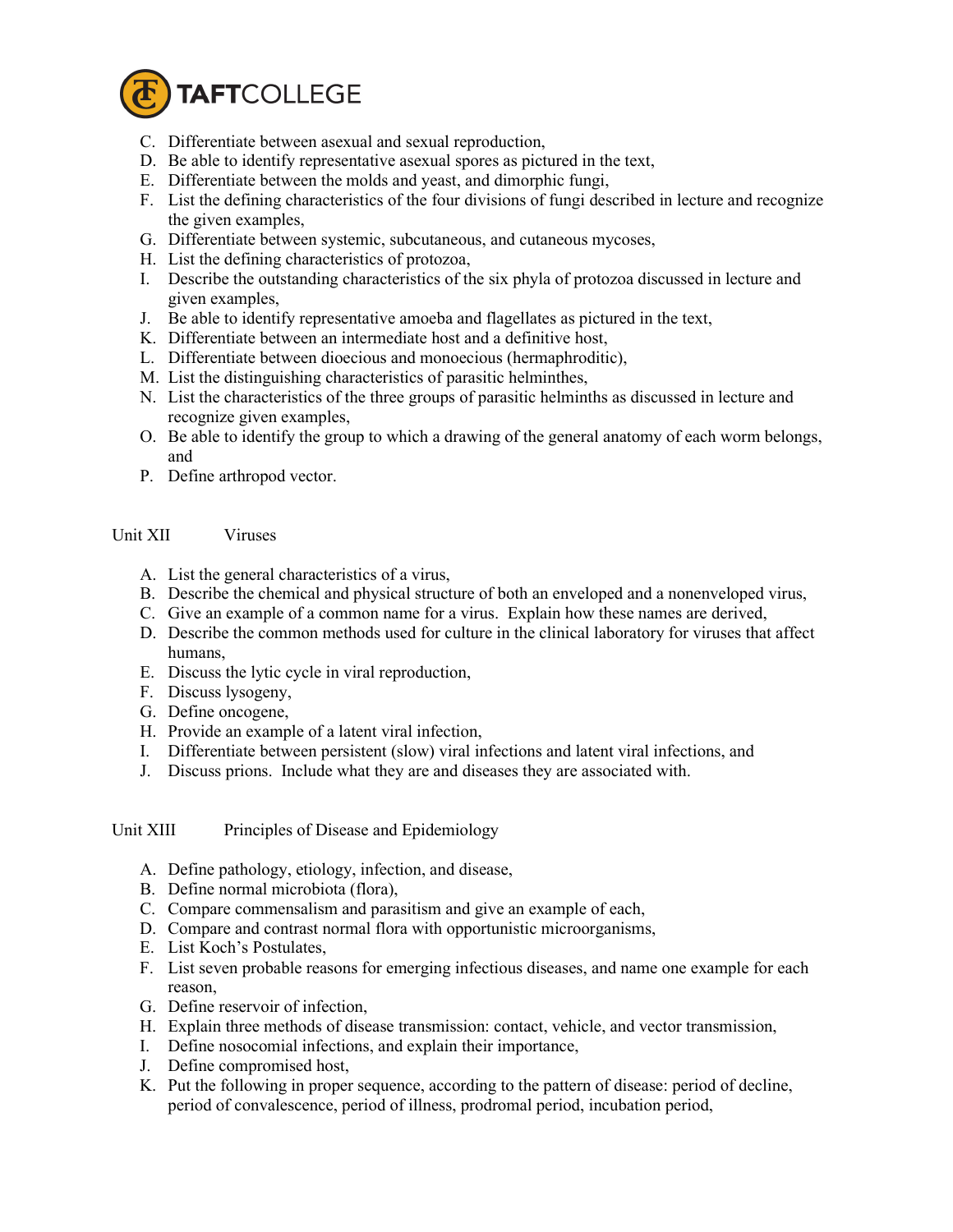C. Differentiate between asexual and sexual reproduction,
D. Be able to identify representative asexual spores as pictured in the text,
E. Differentiate between the molds and yeast, and dimorphic fungi,
F. List the defining characteristics of the four divisions of fungi described in lecture and recognize the given examples,
G. Differentiate between systemic, subcutaneous, and cutaneous mycoses,
H. List the defining characteristics of protozoa,
I. Describe the outstanding characteristics of the six phyla of protozoa discussed in lecture and given examples,
J. Be able to identify representative amoeba and flagellates as pictured in the text,
K. Differentiate between an intermediate host and a definitive host,
L. Differentiate between dioecious and monoecious (hermaphroditic),
M. List the distinguishing characteristics of parasitic helminthes,
N. List the characteristics of the three groups of parasitic helminths as discussed in lecture and recognize given examples,
O. Be able to identify the group to which a drawing of the general anatomy of each worm belongs, and
P. Define arthropod vector.

## Unit XII Viruses

A. List the general characteristics of a virus,
B. Describe the chemical and physical structure of both an enveloped and a nonenveloped virus,
C. Give an example of a common name for a virus. Explain how these names are derived,
D. Describe the common methods used for culture in the clinical laboratory for viruses that affect humans,
E. Discuss the lytic cycle in viral reproduction,
F. Discuss lysogeny,
G. Define oncogene,
H. Provide an example of a latent viral infection,
I. Differentiate between persistent (slow) viral infections and latent viral infections, and
J. Discuss prions. Include what they are and diseases they are associated with.

## Unit XIII Principles of Disease and Epidemiology

A. Define pathology, etiology, infection, and disease,
B. Define normal microbiota (flora),
C. Compare commensalism and parasitism and give an example of each,
D. Compare and contrast normal flora with opportunistic microorganisms,
E. List Koch's Postulates,
F. List seven probable reasons for emerging infectious diseases, and name one example for each reason,
G. Define reservoir of infection,
H. Explain three methods of disease transmission: contact, vehicle, and vector transmission,
I. Define nosocomial infections, and explain their importance,
J. Define compromised host,
K. Put the following in proper sequence, according to the pattern of disease: period of decline, period of convalescence, period of illness, prodromal period, incubation period,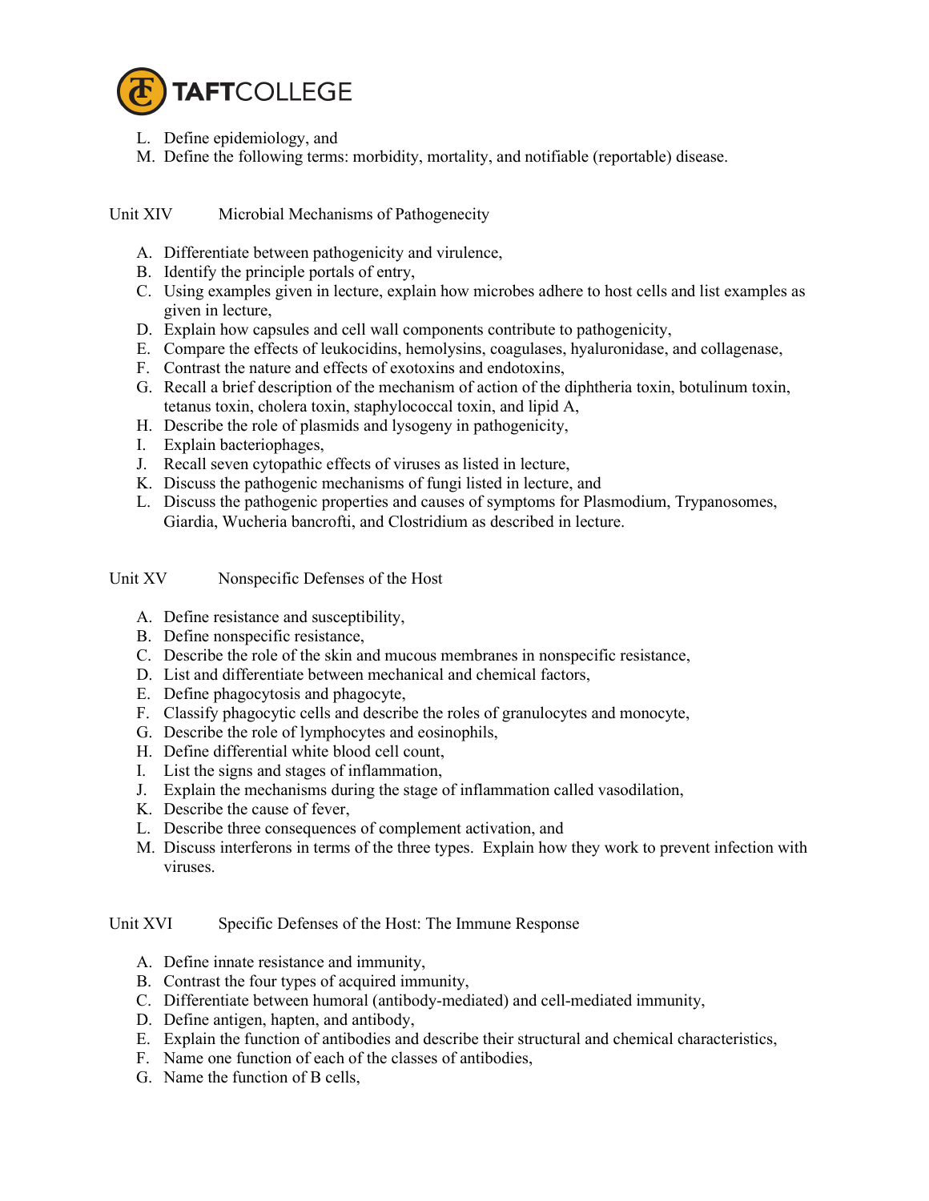L. Define epidemiology, and
M. Define the following terms: morbidity, mortality, and notifiable (reportable) disease.

Unit XIV Microbial Mechanisms of Pathogenecity

A. Differentiate between pathogenicity and virulence,
B. Identify the principle portals of entry,
C. Using examples given in lecture, explain how microbes adhere to host cells and list examples as given in lecture,
D. Explain how capsules and cell wall components contribute to pathogenicity,
E. Compare the effects of leukocidins, hemolysins, coagulases, hyaluronidase, and collagenase,
F. Contrast the nature and effects of exotoxins and endotoxins,
G. Recall a brief description of the mechanism of action of the diphtheria toxin, botulinum toxin, tetanus toxin, cholera toxin, staphylococcal toxin, and lipid A,
H. Describe the role of plasmids and lysogeny in pathogenicity,
I. Explain bacteriophages,
J. Recall seven cytopathic effects of viruses as listed in lecture,
K. Discuss the pathogenic mechanisms of fungi listed in lecture, and
L. Discuss the pathogenic properties and causes of symptoms for Plasmodium, Trypanosomes, Giardia, Wucheria bancrofti, and Clostridium as described in lecture.

Unit XV Nonspecific Defenses of the Host

A. Define resistance and susceptibility,
B. Define nonspecific resistance,
C. Describe the role of the skin and mucous membranes in nonspecific resistance,
D. List and differentiate between mechanical and chemical factors,
E. Define phagocytosis and phagocyte,
F. Classify phagocytic cells and describe the roles of granulocytes and monocyte,
G. Describe the role of lymphocytes and eosinophils,
H. Define differential white blood cell count,
I. List the signs and stages of inflammation,
J. Explain the mechanisms during the stage of inflammation called vasodilation,
K. Describe the cause of fever,
L. Describe three consequences of complement activation, and
M. Discuss interferons in terms of the three types. Explain how they work to prevent infection with viruses.

Unit XVI Specific Defenses of the Host: The Immune Response

A. Define innate resistance and immunity,
B. Contrast the four types of acquired immunity,
C. Differentiate between humoral (antibody-mediated) and cell-mediated immunity,
D. Define antigen, hapten, and antibody,
E. Explain the function of antibodies and describe their structural and chemical characteristics,
F. Name one function of each of the classes of antibodies,
G. Name the function of B cells,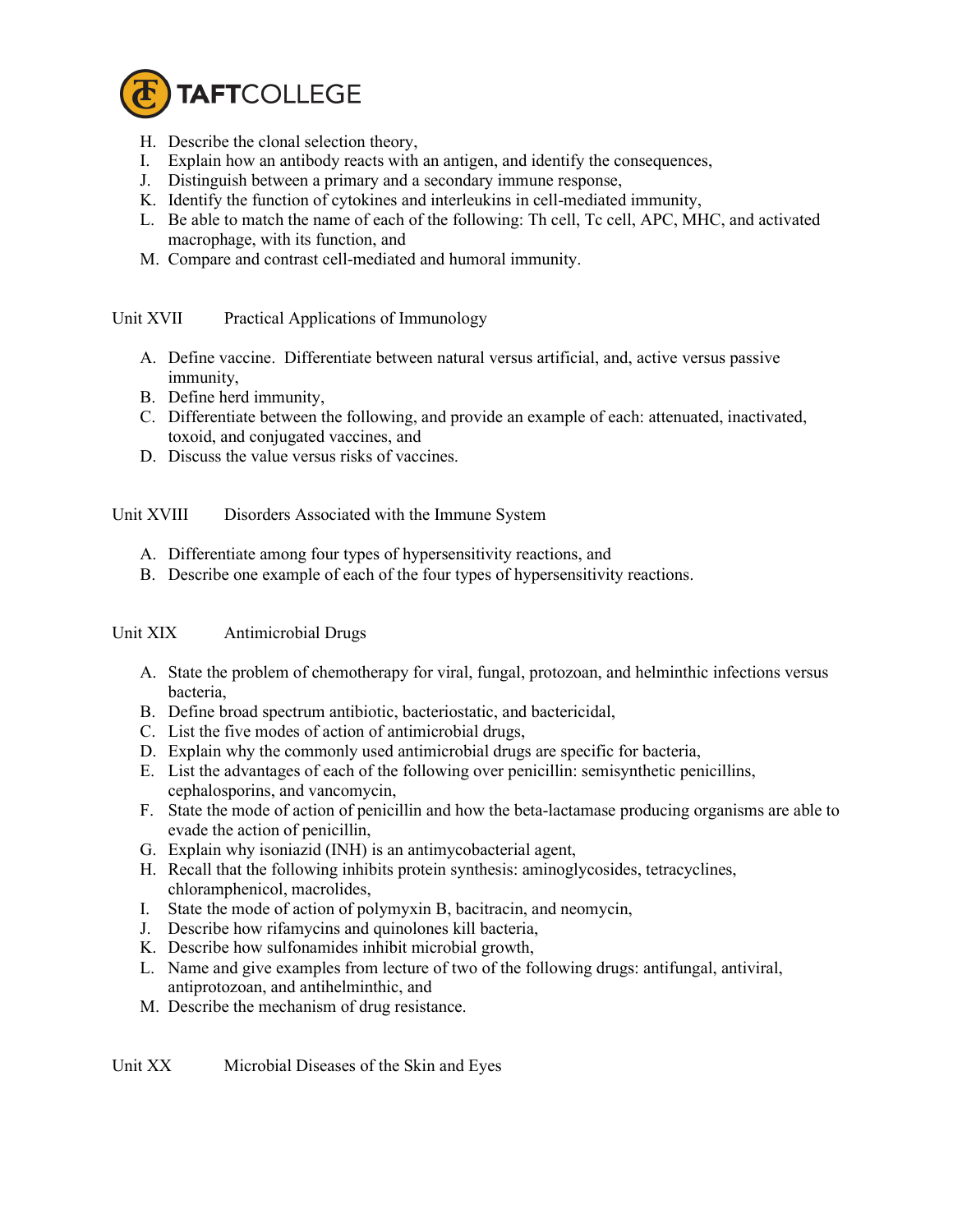H. Describe the clonal selection theory,
I. Explain how an antibody reacts with an antigen, and identify the consequences,
J. Distinguish between a primary and a secondary immune response,
K. Identify the function of cytokines and interleukins in cell-mediated immunity,
L. Be able to match the name of each of the following: Th cell, Tc cell, APC, MHC, and activated macrophage, with its function, and
M. Compare and contrast cell-mediated and humoral immunity.

Unit XVII Practical Applications of Immunology

A. Define vaccine. Differentiate between natural versus artificial, and, active versus passive immunity,
B. Define herd immunity,
C. Differentiate between the following, and provide an example of each: attenuated, inactivated, toxoid, and conjugated vaccines, and
D. Discuss the value versus risks of vaccines.

Unit XVIII Disorders Associated with the Immune System

A. Differentiate among four types of hypersensitivity reactions, and
B. Describe one example of each of the four types of hypersensitivity reactions.

Unit XIX Antimicrobial Drugs

A. State the problem of chemotherapy for viral, fungal, protozoan, and helminthic infections versus bacteria,
B. Define broad spectrum antibiotic, bacteriostatic, and bactericidal,
C. List the five modes of action of antimicrobial drugs,
D. Explain why the commonly used antimicrobial drugs are specific for bacteria,
E. List the advantages of each of the following over penicillin: semisynthetic penicillins, cephalosporins, and vancomycin,
F. State the mode of action of penicillin and how the beta-lactamase producing organisms are able to evade the action of penicillin,
G. Explain why isoniazid (INH) is an antimycobacterial agent,
H. Recall that the following inhibits protein synthesis: aminoglycosides, tetracyclines, chloramphenicol, macrolides,
I. State the mode of action of polymyxin B, bacitracin, and neomycin,
J. Describe how rifamycins and quinolones kill bacteria,
K. Describe how sulfonamides inhibit microbial growth,
L. Name and give examples from lecture of two of the following drugs: antifungal, antiviral, antiprotozoan, and antihelminthic, and
M. Describe the mechanism of drug resistance.

Unit XX Microbial Diseases of the Skin and Eyes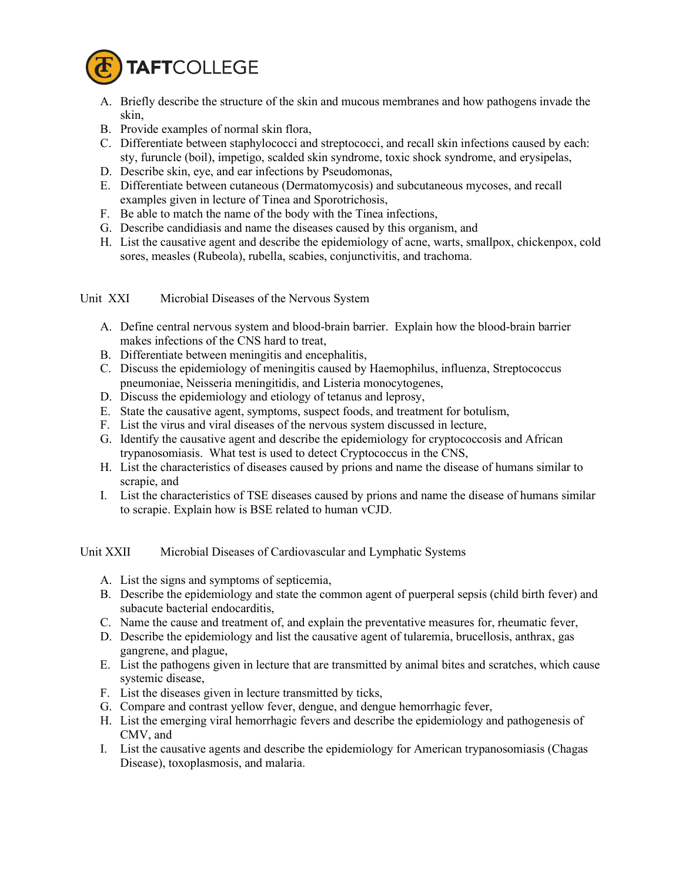A. Briefly describe the structure of the skin and mucous membranes and how pathogens invade the skin,
B. Provide examples of normal skin flora,
C. Differentiate between staphylococci and streptococci, and recall skin infections caused by each: sty, furuncle (boil), impetigo, scalded skin syndrome, toxic shock syndrome, and erysipelas,
D. Describe skin, eye, and ear infections by Pseudomonas,
E. Differentiate between cutaneous (Dermatomycosis) and subcutaneous mycoses, and recall examples given in lecture of Tinea and Sporotrichosis,
F. Be able to match the name of the body with the Tinea infections,
G. Describe candidiasis and name the diseases caused by this organism, and
H. List the causative agent and describe the epidemiology of acne, warts, smallpox, chickenpox, cold sores, measles (Rubeola), rubella, scabies, conjunctivitis, and trachoma.

Unit XXI Microbial Diseases of the Nervous System

A. Define central nervous system and blood-brain barrier. Explain how the blood-brain barrier makes infections of the CNS hard to treat,
B. Differentiate between meningitis and encephalitis,
C. Discuss the epidemiology of meningitis caused by Haemophilus, influenza, Streptococcus pneumoniae, Neisseria meningitidis, and Listeria monocytogenes,
D. Discuss the epidemiology and etiology of tetanus and leprosy,
E. State the causative agent, symptoms, suspect foods, and treatment for botulism,
F. List the virus and viral diseases of the nervous system discussed in lecture,
G. Identify the causative agent and describe the epidemiology for cryptococcosis and African trypanosomiasis. What test is used to detect Cryptococcus in the CNS,
H. List the characteristics of diseases caused by prions and name the disease of humans similar to scrapie, and
I. List the characteristics of TSE diseases caused by prions and name the disease of humans similar to scrapie. Explain how is BSE related to human vCJD.

Unit XXII Microbial Diseases of Cardiovascular and Lymphatic Systems

A. List the signs and symptoms of septicemia,
B. Describe the epidemiology and state the common agent of puerperal sepsis (child birth fever) and subacute bacterial endocarditis,
C. Name the cause and treatment of, and explain the preventative measures for, rheumatic fever,
D. Describe the epidemiology and list the causative agent of tularemia, brucellosis, anthrax, gas gangrene, and plague,
E. List the pathogens given in lecture that are transmitted by animal bites and scratches, which cause systemic disease,
F. List the diseases given in lecture transmitted by ticks,
G. Compare and contrast yellow fever, dengue, and dengue hemorrhagic fever,
H. List the emerging viral hemorrhagic fevers and describe the epidemiology and pathogenesis of CMV, and
I. List the causative agents and describe the epidemiology for American trypanosomiasis (Chagas Disease), toxoplasmosis, and malaria.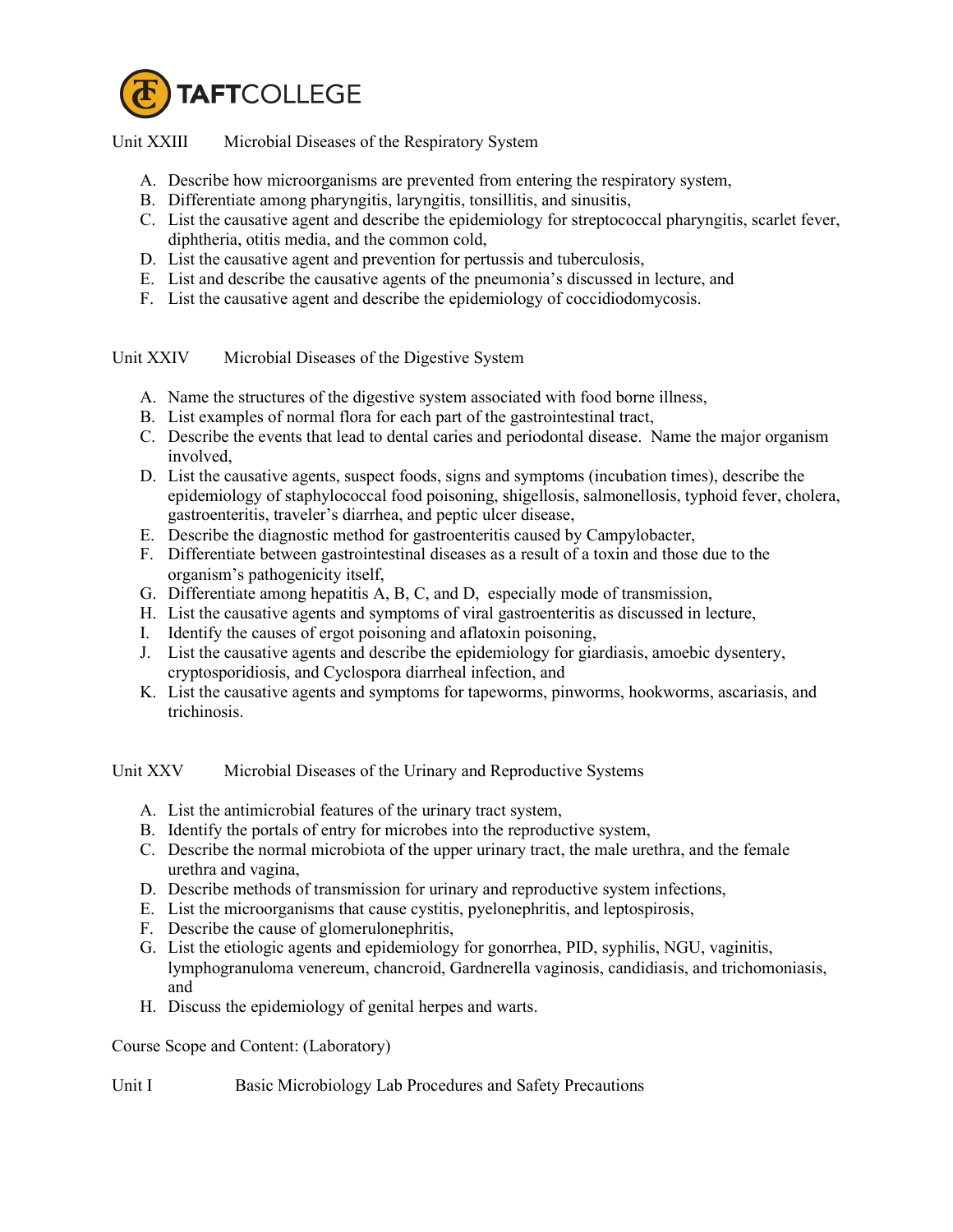Unit XXIII Microbial Diseases of the Respiratory System

A. Describe how microorganisms are prevented from entering the respiratory system,
B. Differentiate among pharyngitis, laryngitis, tonsillitis, and sinusitis,
C. List the causative agent and describe the epidemiology for streptococcal pharyngitis, scarlet fever, diphtheria, otitis media, and the common cold,
D. List the causative agent and prevention for pertussis and tuberculosis,
E. List and describe the causative agents of the pneumonia's discussed in lecture, and
F. List the causative agent and describe the epidemiology of coccidiodomycosis.

Unit XXIV Microbial Diseases of the Digestive System

A. Name the structures of the digestive system associated with food borne illness,
B. List examples of normal flora for each part of the gastrointestinal tract,
C. Describe the events that lead to dental caries and periodontal disease. Name the major organism involved,
D. List the causative agents, suspect foods, signs and symptoms (incubation times), describe the epidemiology of staphylococcal food poisoning, shigellosis, salmonellosis, typhoid fever, cholera, gastroenteritis, traveler's diarrhea, and peptic ulcer disease,
E. Describe the diagnostic method for gastroenteritis caused by Campylobacter,
F. Differentiate between gastrointestinal diseases as a result of a toxin and those due to the organism's pathogenicity itself,
G. Differentiate among hepatitis A, B, C, and D, especially mode of transmission,
H. List the causative agents and symptoms of viral gastroenteritis as discussed in lecture,
I. Identify the causes of ergot poisoning and aflatoxin poisoning,
J. List the causative agents and describe the epidemiology for giardiasis, amoebic dysentery, cryptosporidiosis, and Cyclospora diarrheal infection, and
K. List the causative agents and symptoms for tapeworms, pinworms, hookworms, ascariasis, and trichinosis.

Unit XXV Microbial Diseases of the Urinary and Reproductive Systems

A. List the antimicrobial features of the urinary tract system,
B. Identify the portals of entry for microbes into the reproductive system,
C. Describe the normal microbiota of the upper urinary tract, the male urethra, and the female urethra and vagina,
D. Describe methods of transmission for urinary and reproductive system infections,
E. List the microorganisms that cause cystitis, pyelonephritis, and leptospirosis,
F. Describe the cause of glomerulonephritis,
G. List the etiologic agents and epidemiology for gonorrhea, PID, syphilis, NGU, vaginitis, lymphogranuloma venereum, chancroid, Gardnerella vaginosis, candidiasis, and trichomoniasis, and
H. Discuss the epidemiology of genital herpes and warts.

Course Scope and Content: (Laboratory)

Unit I Basic Microbiology Lab Procedures and Safety Precautions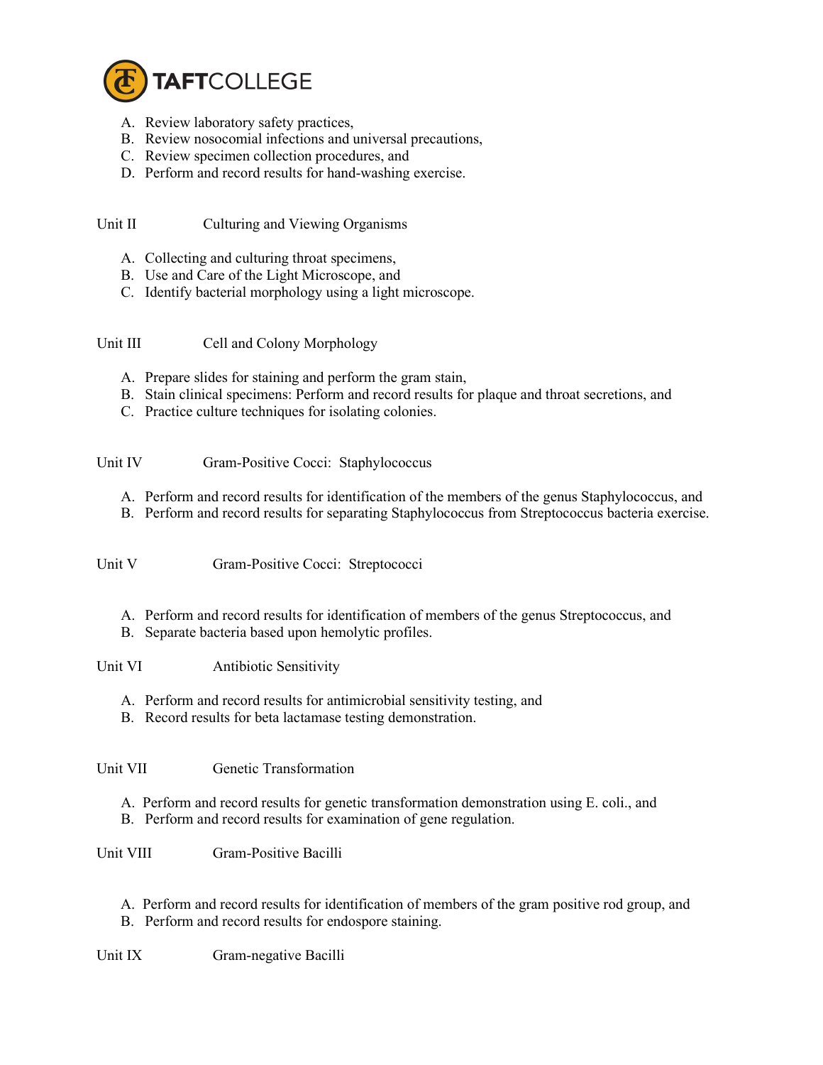A. Review laboratory safety practices,
B. Review nosocomial infections and universal precautions,
C. Review specimen collection procedures, and
D. Perform and record results for hand-washing exercise.

Unit II Culturing and Viewing Organisms

A. Collecting and culturing throat specimens,
B. Use and Care of the Light Microscope, and
C. Identify bacterial morphology using a light microscope.

Unit III Cell and Colony Morphology

A. Prepare slides for staining and perform the gram stain,
B. Stain clinical specimens: Perform and record results for plaque and throat secretions, and
C. Practice culture techniques for isolating colonies.

Unit IV Gram-Positive Cocci: Staphylococcus

A. Perform and record results for identification of the members of the genus Staphylococcus, and
B. Perform and record results for separating Staphylococcus from Streptococcus bacteria exercise.

Unit V Gram-Positive Cocci: Streptococci

A. Perform and record results for identification of members of the genus Streptococcus, and
B. Separate bacteria based upon hemolytic profiles.

Unit VI Antibiotic Sensitivity

A. Perform and record results for antimicrobial sensitivity testing, and
B. Record results for beta lactamase testing demonstration.

Unit VII Genetic Transformation

A. Perform and record results for genetic transformation demonstration using E. coli., and
B. Perform and record results for examination of gene regulation.

Unit VIII Gram-Positive Bacilli

A. Perform and record results for identification of members of the gram positive rod group, and
B. Perform and record results for endospore staining.

Unit IX Gram-negative Bacilli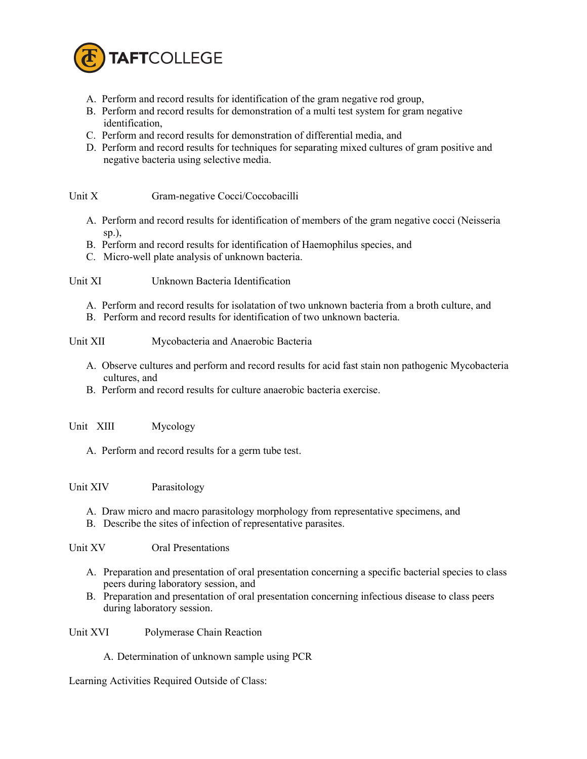A. Perform and record results for identification of the gram negative rod group,
B. Perform and record results for demonstration of a multi test system for gram negative identification,
C. Perform and record results for demonstration of differential media, and
D. Perform and record results for techniques for separating mixed cultures of gram positive and negative bacteria using selective media.

Unit X Gram-negative Cocci/Coccobacilli

A. Perform and record results for identification of members of the gram negative cocci (Neisseria sp.),
B. Perform and record results for identification of Haemophilus species, and
C. Micro-well plate analysis of unknown bacteria.

Unit XI Unknown Bacteria Identification

A. Perform and record results for isolatation of two unknown bacteria from a broth culture, and
B. Perform and record results for identification of two unknown bacteria.

Unit XII Mycobacteria and Anaerobic Bacteria

A. Observe cultures and perform and record results for acid fast stain non pathogenic Mycobacteria cultures, and
B. Perform and record results for culture anaerobic bacteria exercise.

Unit XIII Mycology

A. Perform and record results for a germ tube test.

Unit XIV Parasitology

A. Draw micro and macro parasitology morphology from representative specimens, and
B. Describe the sites of infection of representative parasites.

Unit XV Oral Presentations

A. Preparation and presentation of oral presentation concerning a specific bacterial species to class peers during laboratory session, and
B. Preparation and presentation of oral presentation concerning infectious disease to class peers during laboratory session.

Unit XVI Polymerase Chain Reaction

A. Determination of unknown sample using PCR

Learning Activities Required Outside of Class: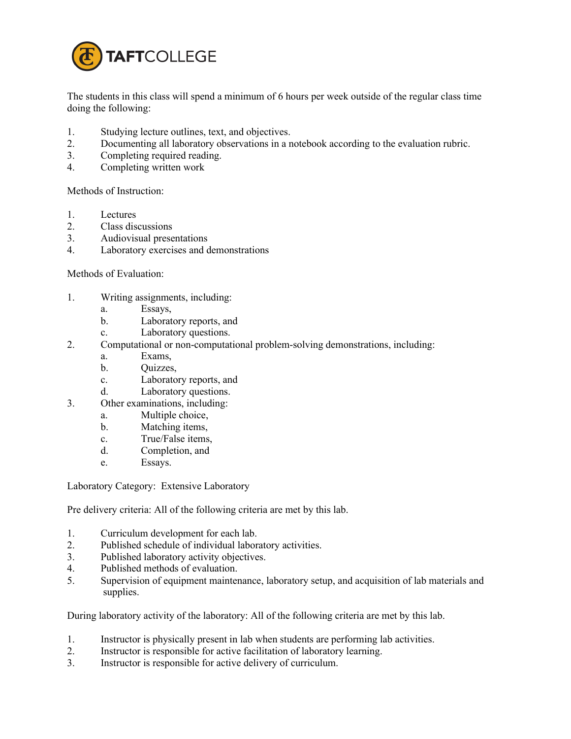The students in this class will spend a minimum of 6 hours per week outside of the regular class time doing the following:

1. Studying lecture outlines, text, and objectives.
2. Documenting all laboratory observations in a notebook according to the evaluation rubric.
3. Completing required reading.
4. Completing written work

Methods of Instruction:

1. Lectures
2. Class discussions
3. Audiovisual presentations
4. Laboratory exercises and demonstrations

Methods of Evaluation:

1. Writing assignments, including:
    a. Essays,
    b. Laboratory reports, and
    c. Laboratory questions.
2. Computational or non-computational problem-solving demonstrations, including:
    a. Exams,
    b. Quizzes,
    c. Laboratory reports, and
    d. Laboratory questions.
3. Other examinations, including:
    a. Multiple choice,
    b. Matching items,
    c. True/False items,
    d. Completion, and
    e. Essays.

Laboratory Category: Extensive Laboratory

Pre delivery criteria: All of the following criteria are met by this lab.

1. Curriculum development for each lab.
2. Published schedule of individual laboratory activities.
3. Published laboratory activity objectives.
4. Published methods of evaluation.
5. Supervision of equipment maintenance, laboratory setup, and acquisition of lab materials and supplies.

During laboratory activity of the laboratory: All of the following criteria are met by this lab.

1. Instructor is physically present in lab when students are performing lab activities.
2. Instructor is responsible for active facilitation of laboratory learning.
3. Instructor is responsible for active delivery of curriculum.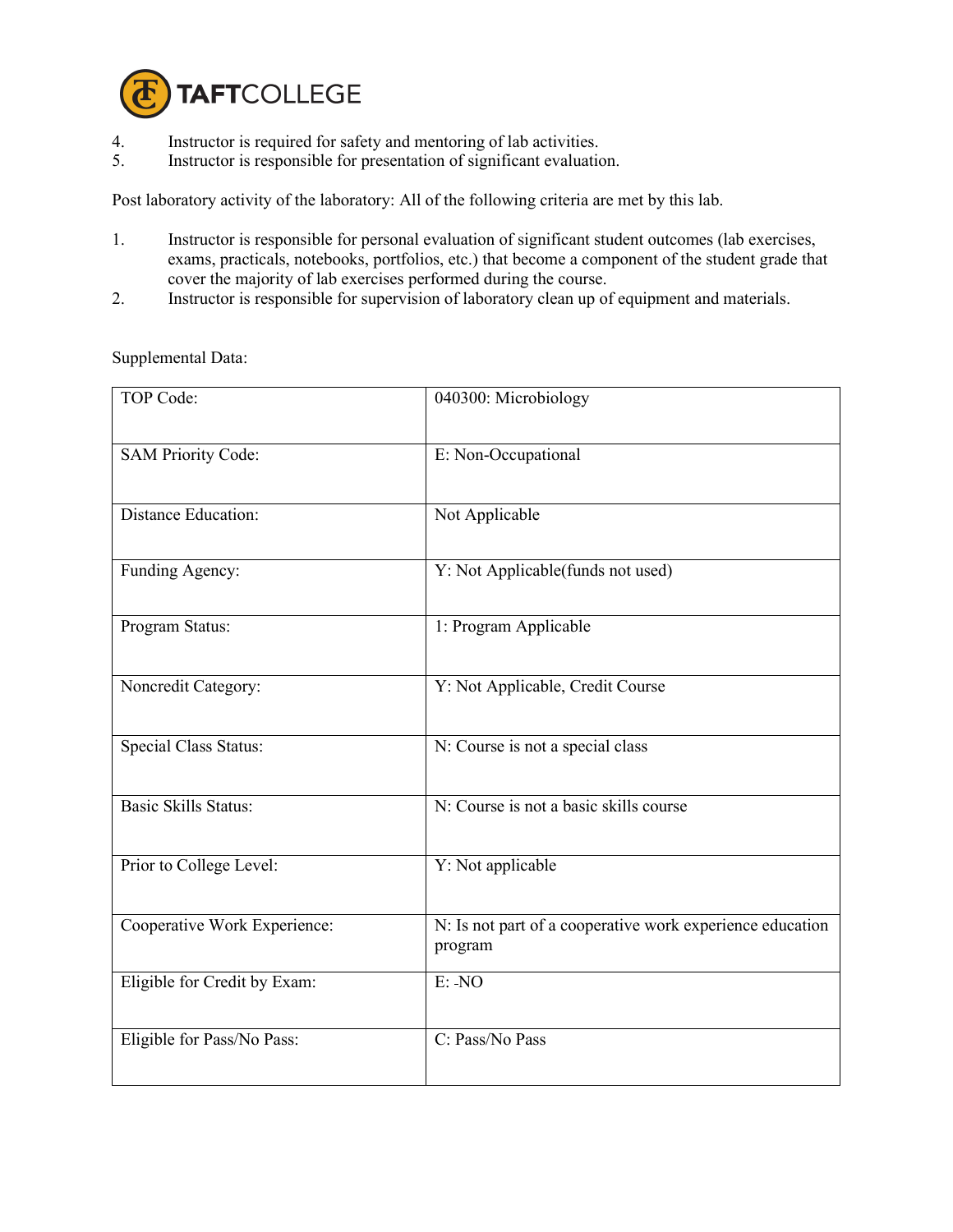4. Instructor is required for safety and mentoring of lab activities.
5. Instructor is responsible for presentation of significant evaluation.

Post laboratory activity of the laboratory: All of the following criteria are met by this lab.

1. Instructor is responsible for personal evaluation of significant student outcomes (lab exercises, exams, practicals, notebooks, portfolios, etc.) that become a component of the student grade that cover the majority of lab exercises performed during the course.
2. Instructor is responsible for supervision of laboratory clean up of equipment and materials.

Supplemental Data:

| | |
|---|---|
| TOP Code: | 040300: Microbiology |
| SAM Priority Code: | E: Non-Occupational |
| Distance Education: | Not Applicable |
| Funding Agency: | Y: Not Applicable(funds not used) |
| Program Status: | 1: Program Applicable |
| Noncredit Category: | Y: Not Applicable, Credit Course |
| Special Class Status: | N: Course is not a special class |
| Basic Skills Status: | N: Course is not a basic skills course |
| Prior to College Level: | Y: Not applicable |
| Cooperative Work Experience: | N: Is not part of a cooperative work experience education program |
| Eligible for Credit by Exam: | E: -NO |
| Eligible for Pass/No Pass: | C: Pass/No Pass |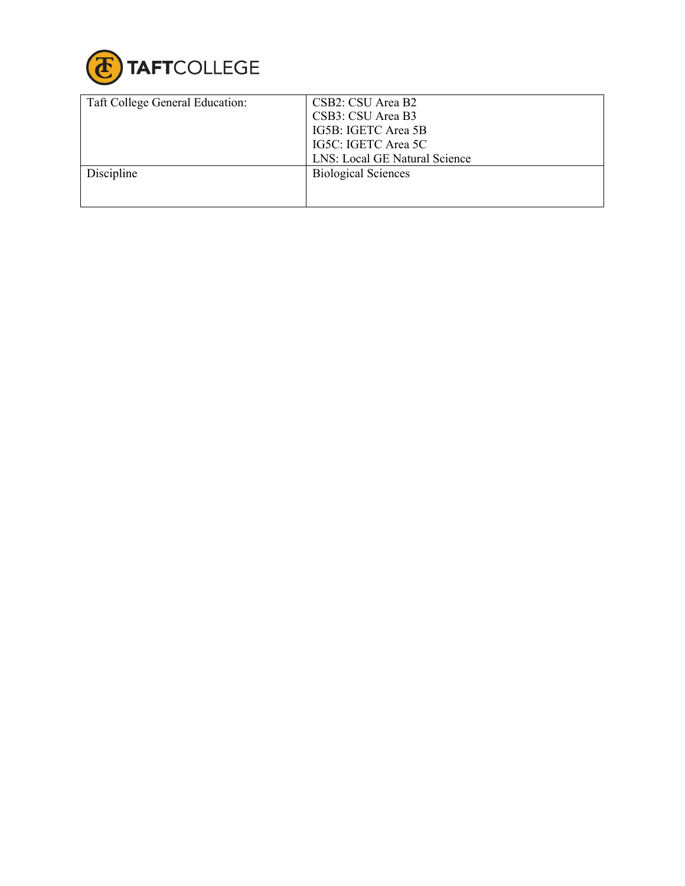| | |
|---|---|
| Taft College General Education: | CSB2: CSU Area B2<br>CSB3: CSU Area B3<br>IG5B: IGETC Area 5B<br>IG5C: IGETC Area 5C<br>LNS: Local GE Natural Science |
| Discipline | Biological Sciences |